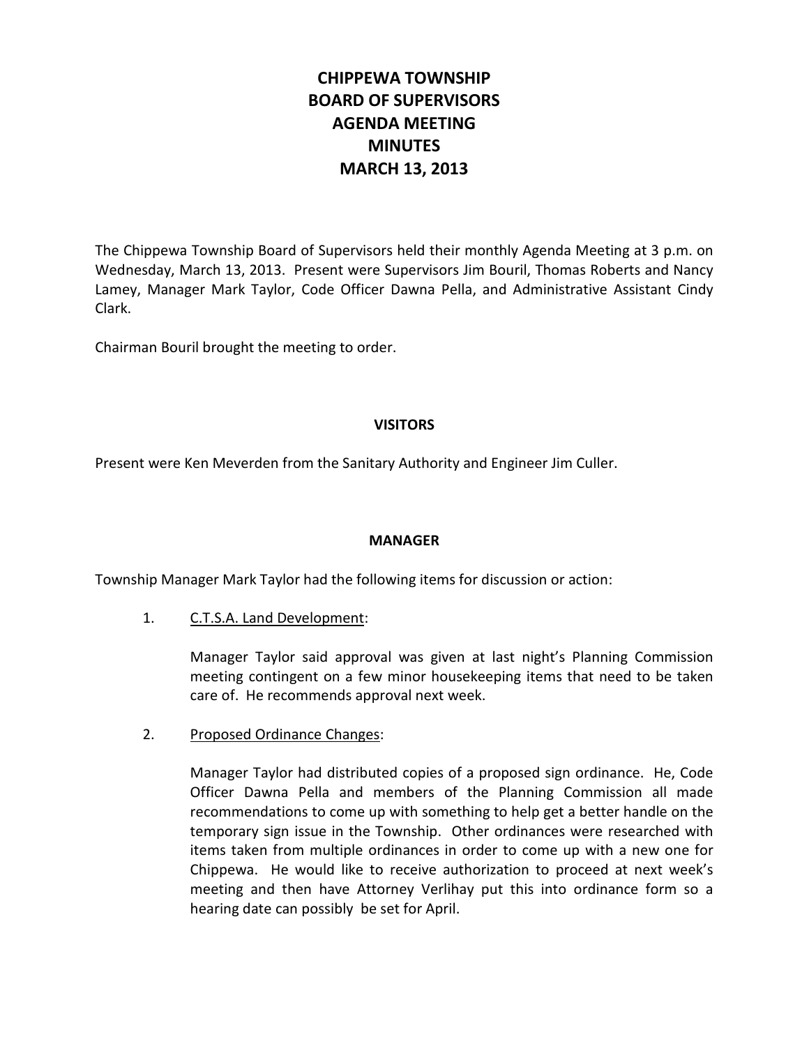# CHIPPEWA TOWNSHIP
# BOARD OF SUPERVISORS
# AGENDA MEETING
# MINUTES
# MARCH 13, 2013

The Chippewa Township Board of Supervisors held their monthly Agenda Meeting at 3 p.m. on Wednesday, March 13, 2013. Present were Supervisors Jim Bouril, Thomas Roberts and Nancy Lamey, Manager Mark Taylor, Code Officer Dawna Pella, and Administrative Assistant Cindy Clark.

Chairman Bouril brought the meeting to order.

## VISITORS

Present were Ken Meverden from the Sanitary Authority and Engineer Jim Culler.

## MANAGER

Township Manager Mark Taylor had the following items for discussion or action:

1. C.T.S.A. Land Development:

   Manager Taylor said approval was given at last night's Planning Commission meeting contingent on a few minor housekeeping items that need to be taken care of. He recommends approval next week.

2. Proposed Ordinance Changes:

   Manager Taylor had distributed copies of a proposed sign ordinance. He, Code Officer Dawna Pella and members of the Planning Commission all made recommendations to come up with something to help get a better handle on the temporary sign issue in the Township. Other ordinances were researched with items taken from multiple ordinances in order to come up with a new one for Chippewa. He would like to receive authorization to proceed at next week's meeting and then have Attorney Verlihay put this into ordinance form so a hearing date can possibly be set for April.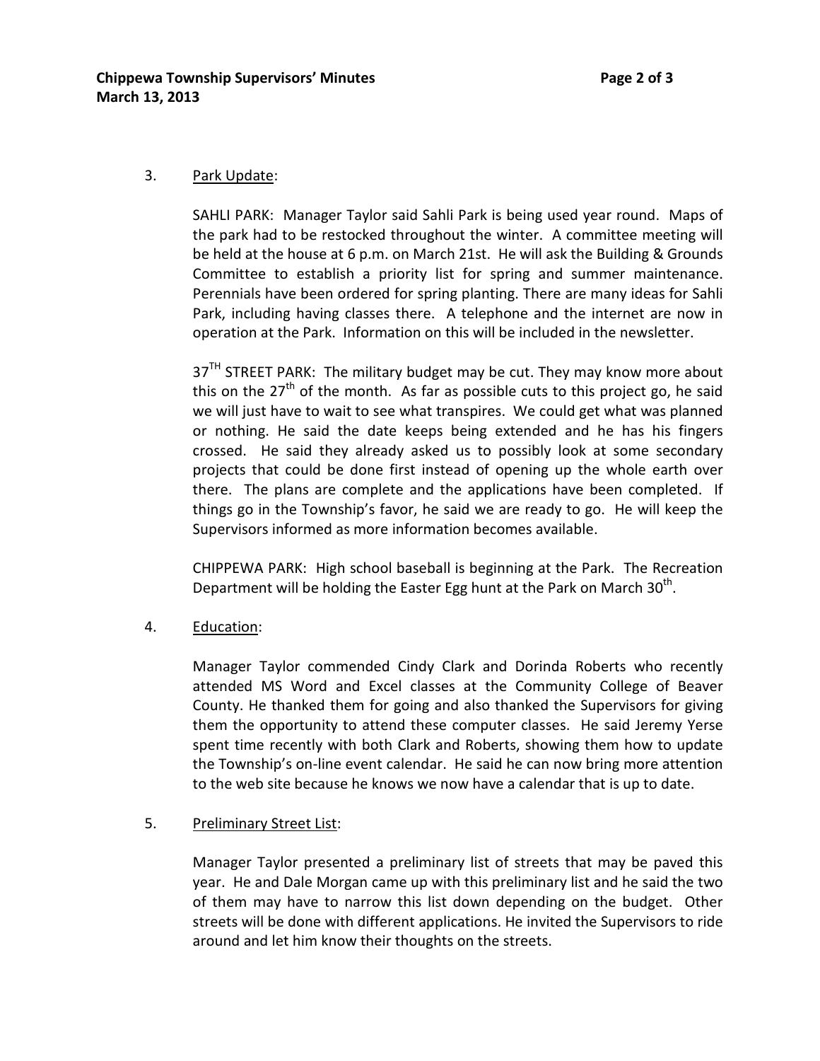3. Park Update:

   SAHLI PARK: Manager Taylor said Sahli Park is being used year round. Maps of the park had to be restocked throughout the winter. A committee meeting will be held at the house at 6 p.m. on March 21st. He will ask the Building & Grounds Committee to establish a priority list for spring and summer maintenance. Perennials have been ordered for spring planting. There are many ideas for Sahli Park, including having classes there. A telephone and the internet are now in operation at the Park. Information on this will be included in the newsletter.

   37TH STREET PARK: The military budget may be cut. They may know more about this on the 27th of the month. As far as possible cuts to this project go, he said we will just have to wait to see what transpires. We could get what was planned or nothing. He said the date keeps being extended and he has his fingers crossed. He said they already asked us to possibly look at some secondary projects that could be done first instead of opening up the whole earth over there. The plans are complete and the applications have been completed. If things go in the Township's favor, he said we are ready to go. He will keep the Supervisors informed as more information becomes available.

   CHIPPEWA PARK: High school baseball is beginning at the Park. The Recreation Department will be holding the Easter Egg hunt at the Park on March 30th.

4. Education:

   Manager Taylor commended Cindy Clark and Dorinda Roberts who recently attended MS Word and Excel classes at the Community College of Beaver County. He thanked them for going and also thanked the Supervisors for giving them the opportunity to attend these computer classes. He said Jeremy Yerse spent time recently with both Clark and Roberts, showing them how to update the Township's on-line event calendar. He said he can now bring more attention to the web site because he knows we now have a calendar that is up to date.

5. Preliminary Street List:

   Manager Taylor presented a preliminary list of streets that may be paved this year. He and Dale Morgan came up with this preliminary list and he said the two of them may have to narrow this list down depending on the budget. Other streets will be done with different applications. He invited the Supervisors to ride around and let him know their thoughts on the streets.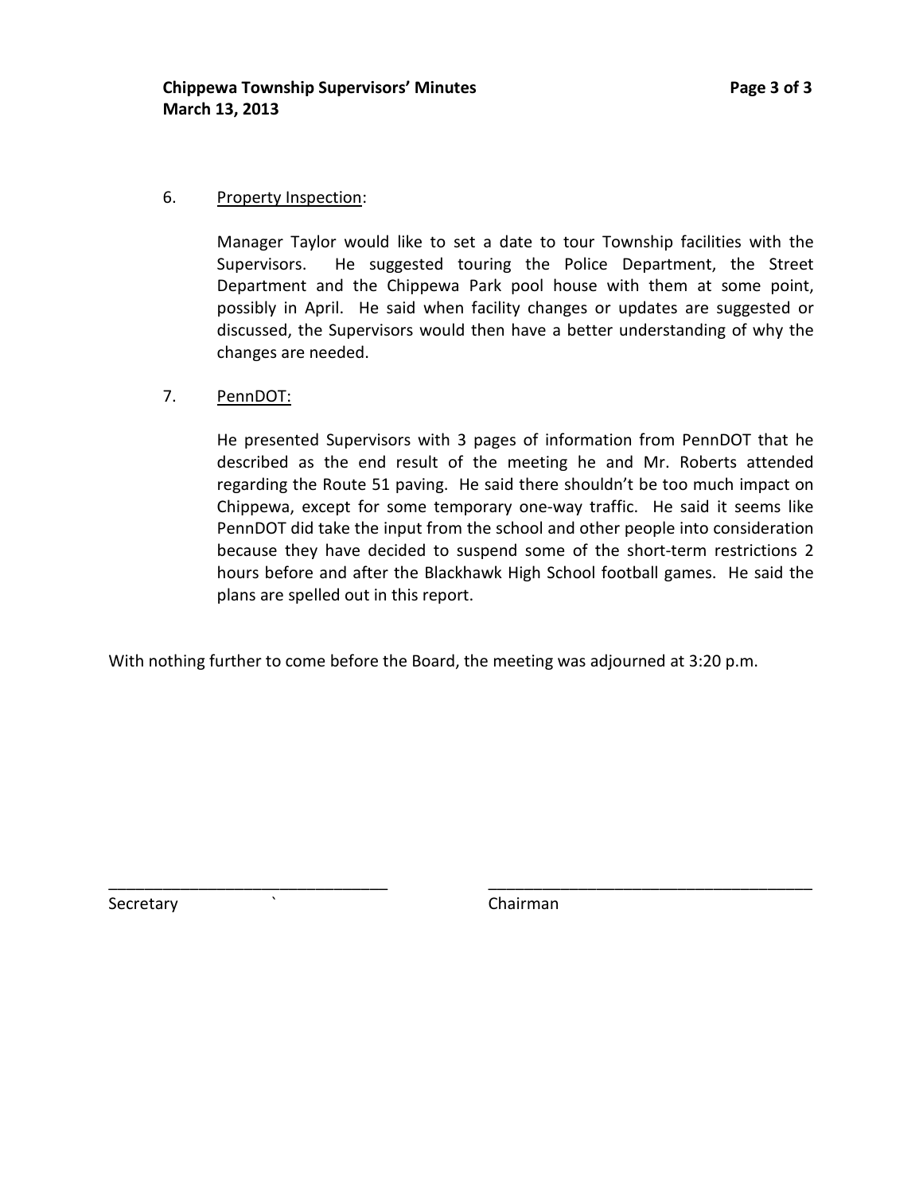6. Property Inspection:

   Manager Taylor would like to set a date to tour Township facilities with the Supervisors. He suggested touring the Police Department, the Street Department and the Chippewa Park pool house with them at some point, possibly in April. He said when facility changes or updates are suggested or discussed, the Supervisors would then have a better understanding of why the changes are needed.

7. PennDOT:

   He presented Supervisors with 3 pages of information from PennDOT that he described as the end result of the meeting he and Mr. Roberts attended regarding the Route 51 paving. He said there shouldn't be too much impact on Chippewa, except for some temporary one-way traffic. He said it seems like PennDOT did take the input from the school and other people into consideration because they have decided to suspend some of the short-term restrictions 2 hours before and after the Blackhawk High School football games. He said the plans are spelled out in this report.

With nothing further to come before the Board, the meeting was adjourned at 3:20 p.m.

\_\_\_\_\_\_\_\_\_\_\_\_\_\_\_\_\_\_\_\_\_\_\_\_\_\_\_\_\_\_\_\_
Secretary

\_\_\_\_\_\_\_\_\_\_\_\_\_\_\_\_\_\_\_\_\_\_\_\_\_\_\_\_\_\_\_\_\_\_\_\_\_\_
Chairman